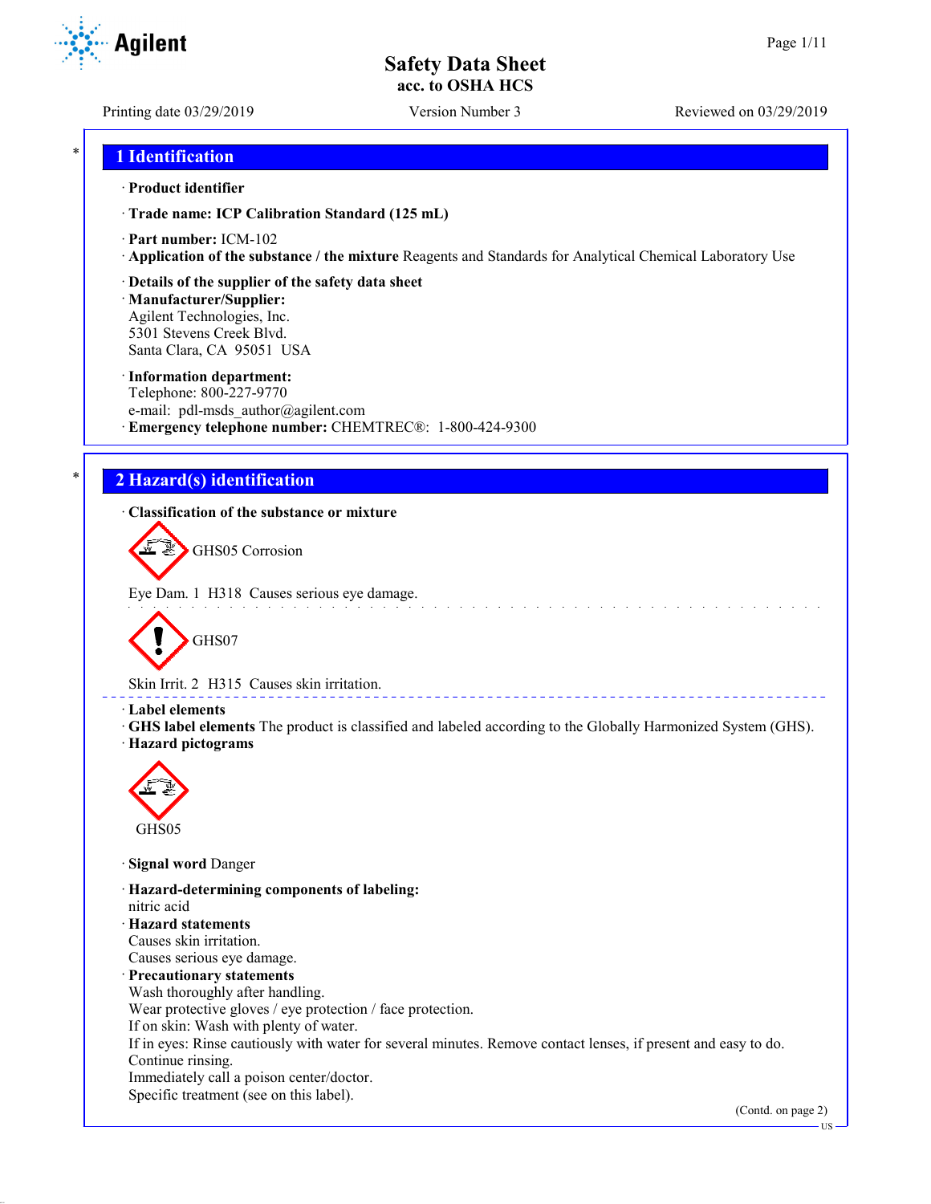# Safety Data Sheet
**acc. to OSHA HCS**

Printing date 03/29/2019 | Version Number 3 | Reviewed on 03/29/2019

## 1 Identification

· **Product identifier**

· **Trade name: ICP Calibration Standard (125 mL)**

· **Part number:** ICM-102

· **Application of the substance / the mixture** Reagents and Standards for Analytical Chemical Laboratory Use

· **Details of the supplier of the safety data sheet**

· **Manufacturer/Supplier:**
Agilent Technologies, Inc.
5301 Stevens Creek Blvd.
Santa Clara, CA 95051 USA

· **Information department:**
Telephone: 800-227-9770
e-mail: pdl-msds_author@agilent.com

· **Emergency telephone number:** CHEMTREC®: 1-800-424-9300

## 2 Hazard(s) identification

· **Classification of the substance or mixture**

GHS05 Corrosion

Eye Dam. 1 H318 Causes serious eye damage.

GHS07

Skin Irrit. 2 H315 Causes skin irritation.

· **Label elements**

· **GHS label elements** The product is classified and labeled according to the Globally Harmonized System (GHS).

· **Hazard pictograms**

GHS05

· **Signal word** Danger

· **Hazard-determining components of labeling:**
nitric acid

· **Hazard statements**
Causes skin irritation.
Causes serious eye damage.

· **Precautionary statements**
Wash thoroughly after handling.
Wear protective gloves / eye protection / face protection.
If on skin: Wash with plenty of water.
If in eyes: Rinse cautiously with water for several minutes. Remove contact lenses, if present and easy to do. Continue rinsing.
Immediately call a poison center/doctor.
Specific treatment (see on this label).

(Contd. on page 2)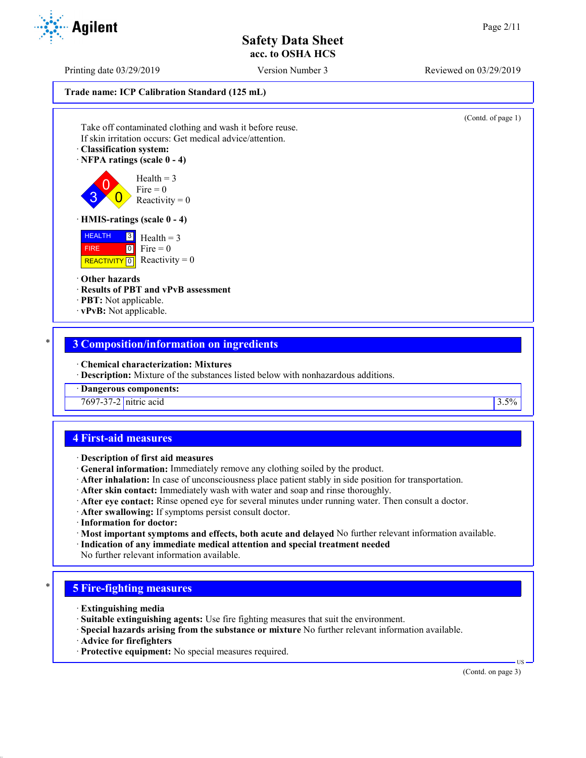Trade name: ICP Calibration Standard (125 mL)

(Contd. of page 1)

Take off contaminated clothing and wash it before reuse.
If skin irritation occurs: Get medical advice/attention.

· **Classification system:**
· **NFPA ratings (scale 0 - 4)**

Health = 3
Fire = 0
Reactivity = 0

· **HMIS-ratings (scale 0 - 4)**

| | | |
|---|---|---|
| HEALTH | 3 | Health = 3 |
| FIRE | 0 | Fire = 0 |
| REACTIVITY | 0 | Reactivity = 0 |

· **Other hazards**
· **Results of PBT and vPvB assessment**
· **PBT:** Not applicable.
· **vPvB:** Not applicable.

## 3 Composition/information on ingredients

· **Chemical characterization: Mixtures**
· **Description:** Mixture of the substances listed below with nonhazardous additions.

| · Dangerous components: | | |
|---|---|---|
| 7697-37-2 | nitric acid | 3.5% |

## 4 First-aid measures

· **Description of first aid measures**
· **General information:** Immediately remove any clothing soiled by the product.
· **After inhalation:** In case of unconsciousness place patient stably in side position for transportation.
· **After skin contact:** Immediately wash with water and soap and rinse thoroughly.
· **After eye contact:** Rinse opened eye for several minutes under running water. Then consult a doctor.
· **After swallowing:** If symptoms persist consult doctor.
· **Information for doctor:**
· **Most important symptoms and effects, both acute and delayed** No further relevant information available.
· **Indication of any immediate medical attention and special treatment needed**
No further relevant information available.

## 5 Fire-fighting measures

· **Extinguishing media**
· **Suitable extinguishing agents:** Use fire fighting measures that suit the environment.
· **Special hazards arising from the substance or mixture** No further relevant information available.
· **Advice for firefighters**
· **Protective equipment:** No special measures required.

(Contd. on page 3)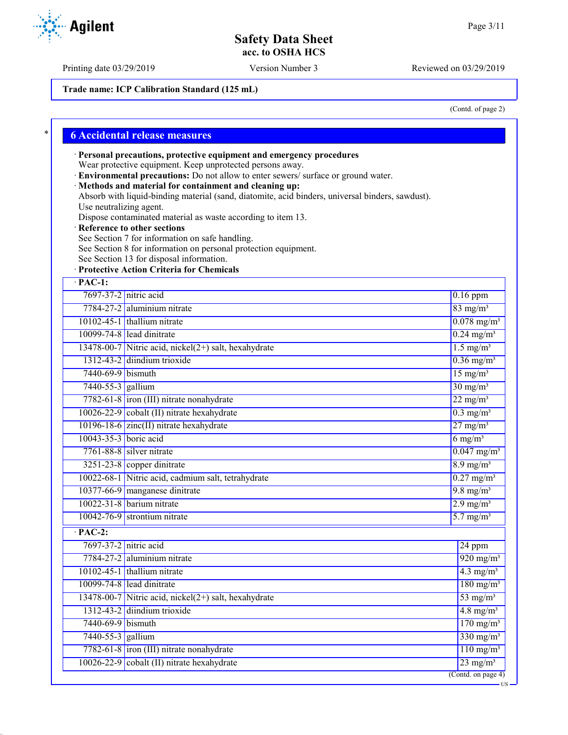Trade name: ICP Calibration Standard (125 mL)

(Contd. of page 2)

## 6 Accidental release measures

· **Personal precautions, protective equipment and emergency procedures**
Wear protective equipment. Keep unprotected persons away.
· **Environmental precautions:** Do not allow to enter sewers/ surface or ground water.
· **Methods and material for containment and cleaning up:**
Absorb with liquid-binding material (sand, diatomite, acid binders, universal binders, sawdust).
Use neutralizing agent.
Dispose contaminated material as waste according to item 13.
· **Reference to other sections**
See Section 7 for information on safe handling.
See Section 8 for information on personal protection equipment.
See Section 13 for disposal information.
· **Protective Action Criteria for Chemicals**

| · **PAC-1:** | | |
|---|---|---|
| 7697-37-2 | nitric acid | 0.16 ppm |
| 7784-27-2 | aluminium nitrate | 83 mg/m³ |
| 10102-45-1 | thallium nitrate | 0.078 mg/m³ |
| 10099-74-8 | lead dinitrate | 0.24 mg/m³ |
| 13478-00-7 | Nitric acid, nickel(2+) salt, hexahydrate | 1.5 mg/m³ |
| 1312-43-2 | diindium trioxide | 0.36 mg/m³ |
| 7440-69-9 | bismuth | 15 mg/m³ |
| 7440-55-3 | gallium | 30 mg/m³ |
| 7782-61-8 | iron (III) nitrate nonahydrate | 22 mg/m³ |
| 10026-22-9 | cobalt (II) nitrate hexahydrate | 0.3 mg/m³ |
| 10196-18-6 | zinc(II) nitrate hexahydrate | 27 mg/m³ |
| 10043-35-3 | boric acid | 6 mg/m³ |
| 7761-88-8 | silver nitrate | 0.047 mg/m³ |
| 3251-23-8 | copper dinitrate | 8.9 mg/m³ |
| 10022-68-1 | Nitric acid, cadmium salt, tetrahydrate | 0.27 mg/m³ |
| 10377-66-9 | manganese dinitrate | 9.8 mg/m³ |
| 10022-31-8 | barium nitrate | 2.9 mg/m³ |
| 10042-76-9 | strontium nitrate | 5.7 mg/m³ |

| · **PAC-2:** | | |
|---|---|---|
| 7697-37-2 | nitric acid | 24 ppm |
| 7784-27-2 | aluminium nitrate | 920 mg/m³ |
| 10102-45-1 | thallium nitrate | 4.3 mg/m³ |
| 10099-74-8 | lead dinitrate | 180 mg/m³ |
| 13478-00-7 | Nitric acid, nickel(2+) salt, hexahydrate | 53 mg/m³ |
| 1312-43-2 | diindium trioxide | 4.8 mg/m³ |
| 7440-69-9 | bismuth | 170 mg/m³ |
| 7440-55-3 | gallium | 330 mg/m³ |
| 7782-61-8 | iron (III) nitrate nonahydrate | 110 mg/m³ |
| 10026-22-9 | cobalt (II) nitrate hexahydrate | 23 mg/m³ |

(Contd. on page 4)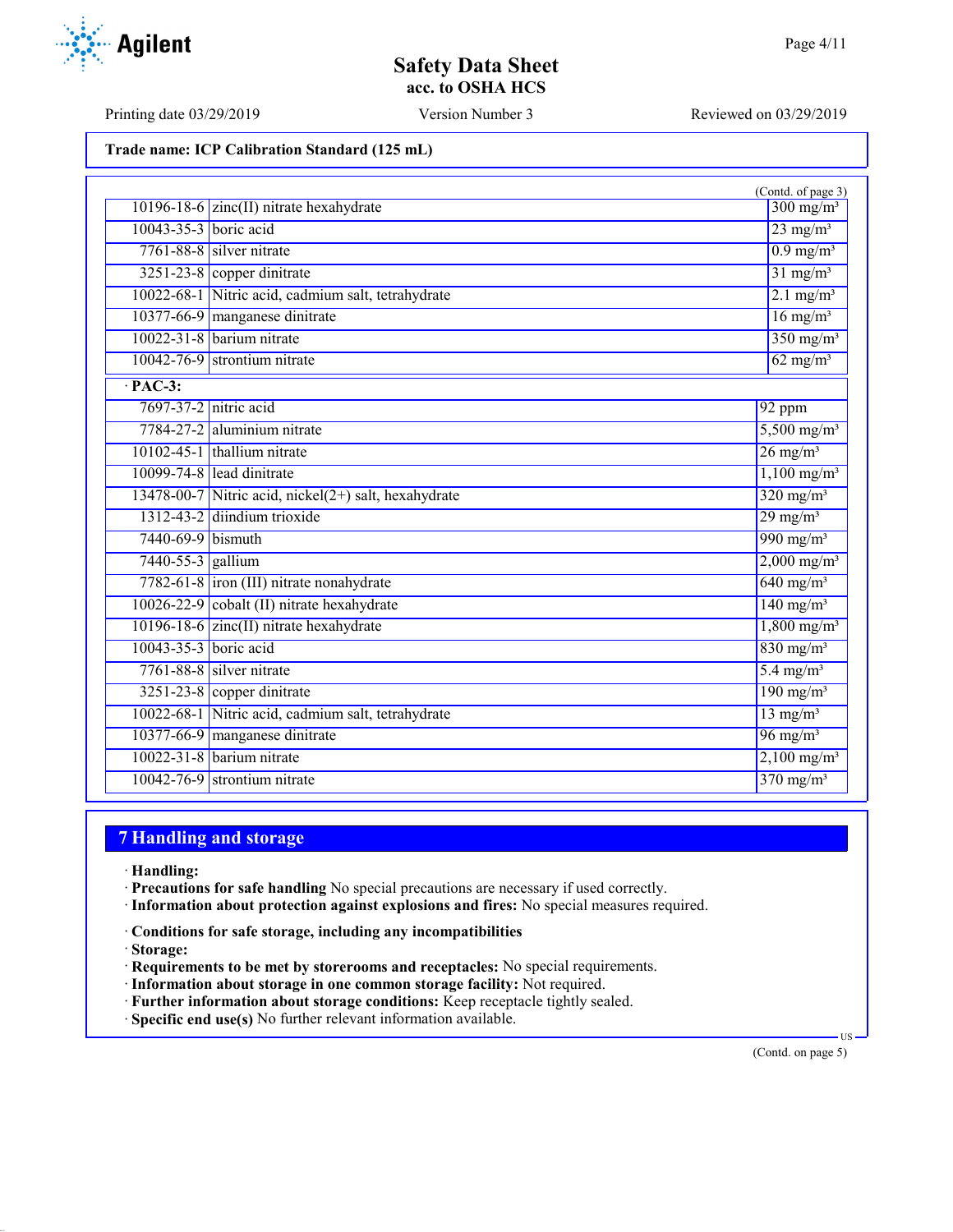**Trade name: ICP Calibration Standard (125 mL)**

(Contd. of page 3)

| | | |
|---|---|---|
| 10196-18-6 | zinc(II) nitrate hexahydrate | 300 mg/m³ |
| 10043-35-3 | boric acid | 23 mg/m³ |
| 7761-88-8 | silver nitrate | 0.9 mg/m³ |
| 3251-23-8 | copper dinitrate | 31 mg/m³ |
| 10022-68-1 | Nitric acid, cadmium salt, tetrahydrate | 2.1 mg/m³ |
| 10377-66-9 | manganese dinitrate | 16 mg/m³ |
| 10022-31-8 | barium nitrate | 350 mg/m³ |
| 10042-76-9 | strontium nitrate | 62 mg/m³ |

· **PAC-3:**

| | | |
|---|---|---|
| 7697-37-2 | nitric acid | 92 ppm |
| 7784-27-2 | aluminium nitrate | 5,500 mg/m³ |
| 10102-45-1 | thallium nitrate | 26 mg/m³ |
| 10099-74-8 | lead dinitrate | 1,100 mg/m³ |
| 13478-00-7 | Nitric acid, nickel(2+) salt, hexahydrate | 320 mg/m³ |
| 1312-43-2 | diindium trioxide | 29 mg/m³ |
| 7440-69-9 | bismuth | 990 mg/m³ |
| 7440-55-3 | gallium | 2,000 mg/m³ |
| 7782-61-8 | iron (III) nitrate nonahydrate | 640 mg/m³ |
| 10026-22-9 | cobalt (II) nitrate hexahydrate | 140 mg/m³ |
| 10196-18-6 | zinc(II) nitrate hexahydrate | 1,800 mg/m³ |
| 10043-35-3 | boric acid | 830 mg/m³ |
| 7761-88-8 | silver nitrate | 5.4 mg/m³ |
| 3251-23-8 | copper dinitrate | 190 mg/m³ |
| 10022-68-1 | Nitric acid, cadmium salt, tetrahydrate | 13 mg/m³ |
| 10377-66-9 | manganese dinitrate | 96 mg/m³ |
| 10022-31-8 | barium nitrate | 2,100 mg/m³ |
| 10042-76-9 | strontium nitrate | 370 mg/m³ |

## 7 Handling and storage

· **Handling:**
· **Precautions for safe handling** No special precautions are necessary if used correctly.
· **Information about protection against explosions and fires:** No special measures required.

· **Conditions for safe storage, including any incompatibilities**
· **Storage:**
· **Requirements to be met by storerooms and receptacles:** No special requirements.
· **Information about storage in one common storage facility:** Not required.
· **Further information about storage conditions:** Keep receptacle tightly sealed.
· **Specific end use(s)** No further relevant information available.

(Contd. on page 5)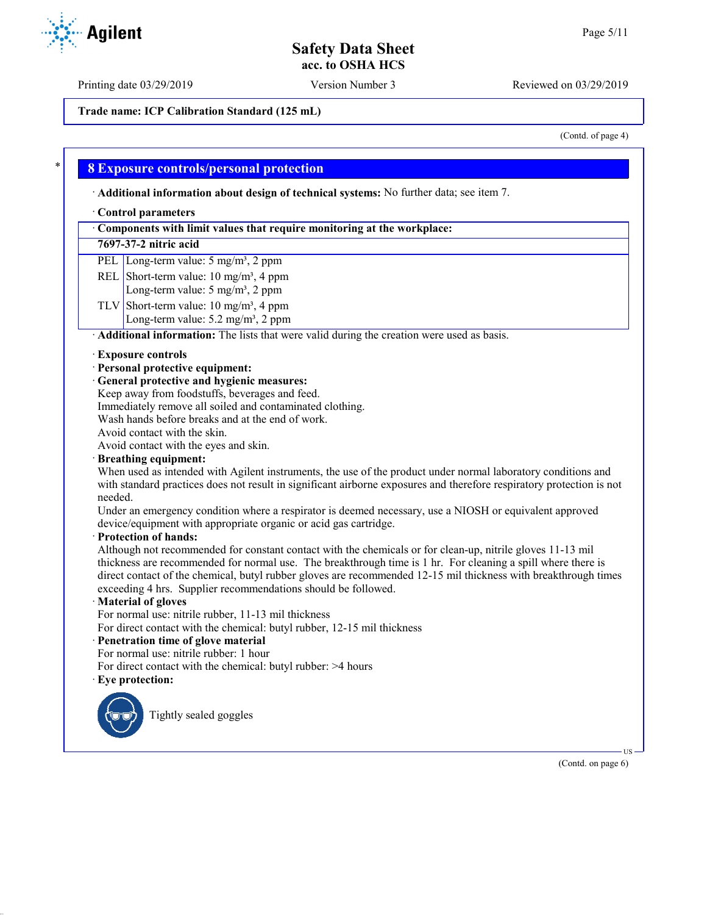Trade name: ICP Calibration Standard (125 mL)

(Contd. of page 4)

## 8 Exposure controls/personal protection

· **Additional information about design of technical systems:** No further data; see item 7.

· **Control parameters**

| · Components with limit values that require monitoring at the workplace: | |
|---|---|
| **7697-37-2 nitric acid** | |
| PEL | Long-term value: 5 mg/m³, 2 ppm |
| REL | Short-term value: 10 mg/m³, 4 ppm<br>Long-term value: 5 mg/m³, 2 ppm |
| TLV | Short-term value: 10 mg/m³, 4 ppm<br>Long-term value: 5.2 mg/m³, 2 ppm |

· **Additional information:** The lists that were valid during the creation were used as basis.

· **Exposure controls**
· **Personal protective equipment:**
· **General protective and hygienic measures:**
Keep away from foodstuffs, beverages and feed.
Immediately remove all soiled and contaminated clothing.
Wash hands before breaks and at the end of work.
Avoid contact with the skin.
Avoid contact with the eyes and skin.

· **Breathing equipment:**
When used as intended with Agilent instruments, the use of the product under normal laboratory conditions and with standard practices does not result in significant airborne exposures and therefore respiratory protection is not needed.
Under an emergency condition where a respirator is deemed necessary, use a NIOSH or equivalent approved device/equipment with appropriate organic or acid gas cartridge.

· **Protection of hands:**
Although not recommended for constant contact with the chemicals or for clean-up, nitrile gloves 11-13 mil thickness are recommended for normal use. The breakthrough time is 1 hr. For cleaning a spill where there is direct contact of the chemical, butyl rubber gloves are recommended 12-15 mil thickness with breakthrough times exceeding 4 hrs. Supplier recommendations should be followed.

· **Material of gloves**
For normal use: nitrile rubber, 11-13 mil thickness
For direct contact with the chemical: butyl rubber, 12-15 mil thickness

· **Penetration time of glove material**
For normal use: nitrile rubber: 1 hour
For direct contact with the chemical: butyl rubber: >4 hours

· **Eye protection:**

Tightly sealed goggles

(Contd. on page 6)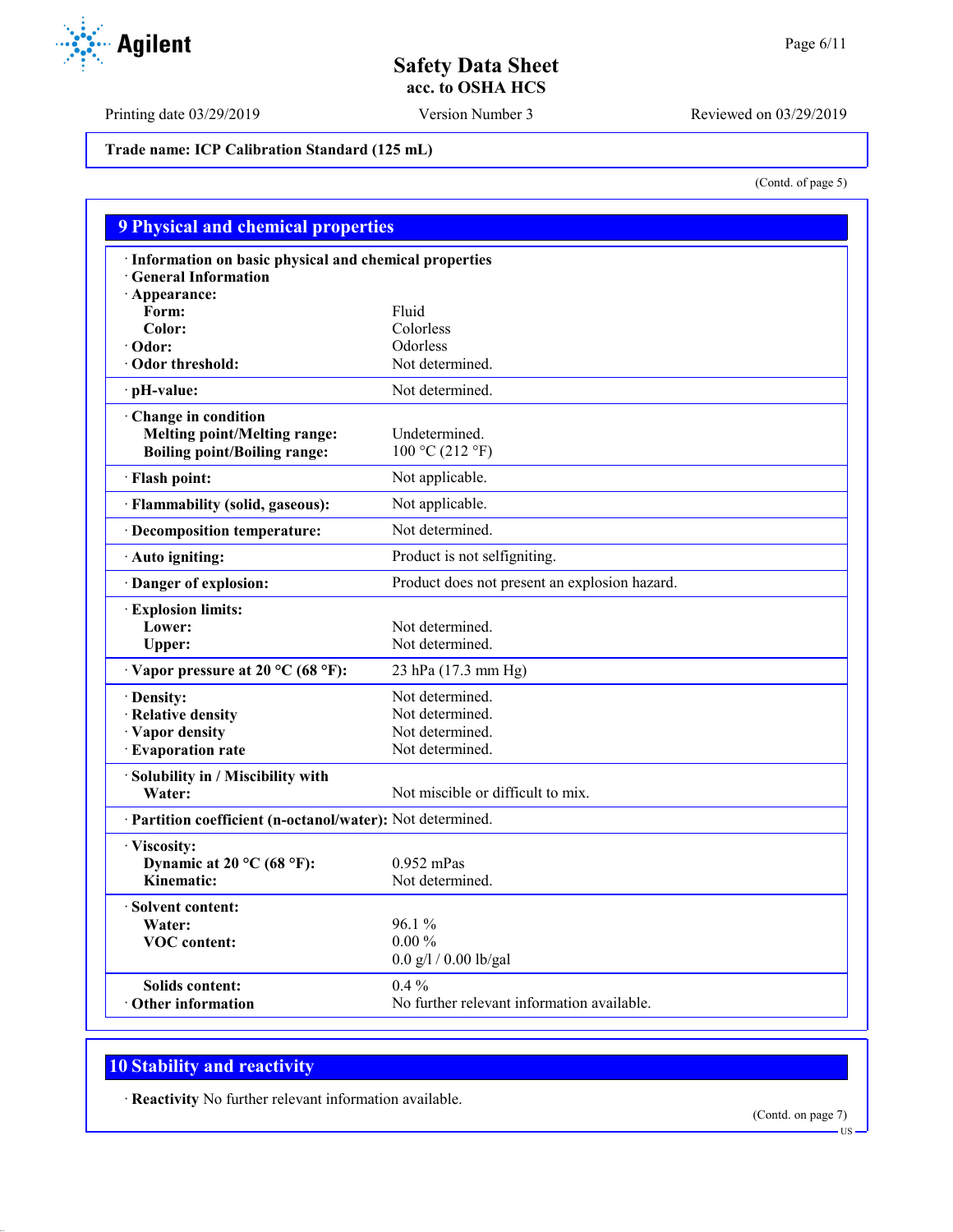**Trade name: ICP Calibration Standard (125 mL)**

(Contd. of page 5)

## 9 Physical and chemical properties

| | |
|---|---|
| · **Information on basic physical and chemical properties** | |
| · **General Information** | |
| · **Appearance:** | |
| **Form:** | Fluid |
| **Color:** | Colorless |
| · **Odor:** | Odorless |
| · **Odor threshold:** | Not determined. |
| · **pH-value:** | Not determined. |
| · **Change in condition** | |
| **Melting point/Melting range:** | Undetermined. |
| **Boiling point/Boiling range:** | 100 °C (212 °F) |
| · **Flash point:** | Not applicable. |
| · **Flammability (solid, gaseous):** | Not applicable. |
| · **Decomposition temperature:** | Not determined. |
| · **Auto igniting:** | Product is not selfigniting. |
| · **Danger of explosion:** | Product does not present an explosion hazard. |
| · **Explosion limits:** | |
| **Lower:** | Not determined. |
| **Upper:** | Not determined. |
| · **Vapor pressure at 20 °C (68 °F):** | 23 hPa (17.3 mm Hg) |
| · **Density:** | Not determined. |
| · **Relative density** | Not determined. |
| · **Vapor density** | Not determined. |
| · **Evaporation rate** | Not determined. |
| · **Solubility in / Miscibility with** | |
| **Water:** | Not miscible or difficult to mix. |
| · **Partition coefficient (n-octanol/water):** | Not determined. |
| · **Viscosity:** | |
| **Dynamic at 20 °C (68 °F):** | 0.952 mPas |
| **Kinematic:** | Not determined. |
| · **Solvent content:** | |
| **Water:** | 96.1 % |
| **VOC content:** | 0.00 % |
| | 0.0 g/l / 0.00 lb/gal |
| **Solids content:** | 0.4 % |
| · **Other information** | No further relevant information available. |

## 10 Stability and reactivity

· **Reactivity** No further relevant information available.

(Contd. on page 7)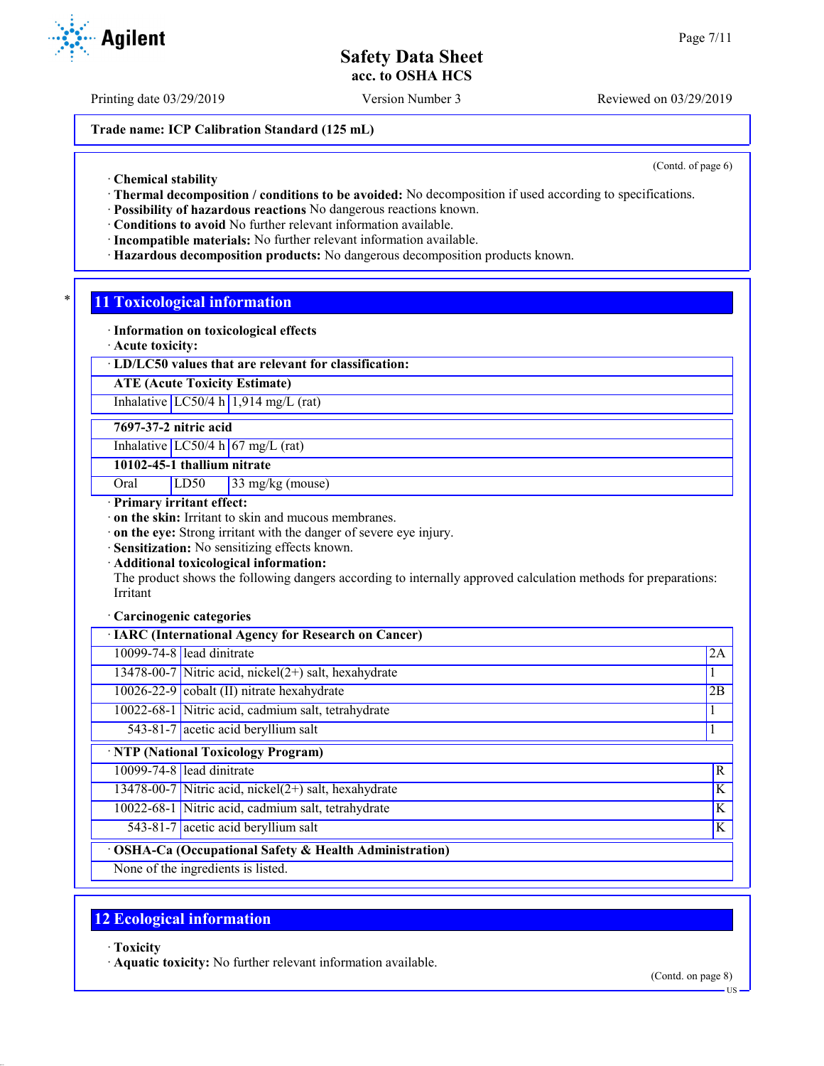Trade name: ICP Calibration Standard (125 mL)

(Contd. of page 6)

· **Chemical stability**
· **Thermal decomposition / conditions to be avoided:** No decomposition if used according to specifications.
· **Possibility of hazardous reactions** No dangerous reactions known.
· **Conditions to avoid** No further relevant information available.
· **Incompatible materials:** No further relevant information available.
· **Hazardous decomposition products:** No dangerous decomposition products known.

## 11 Toxicological information

· **Information on toxicological effects**
· **Acute toxicity:**

| · **LD/LC50 values that are relevant for classification:** | | |
|---|---|---|
| **ATE (Acute Toxicity Estimate)** | | |
| Inhalative | LC50/4 h | 1,914 mg/L (rat) |
| **7697-37-2 nitric acid** | | |
| Inhalative | LC50/4 h | 67 mg/L (rat) |
| **10102-45-1 thallium nitrate** | | |
| Oral | LD50 | 33 mg/kg (mouse) |

· **Primary irritant effect:**
· **on the skin:** Irritant to skin and mucous membranes.
· **on the eye:** Strong irritant with the danger of severe eye injury.
· **Sensitization:** No sensitizing effects known.
· **Additional toxicological information:**
The product shows the following dangers according to internally approved calculation methods for preparations:
Irritant

· **Carcinogenic categories**

| · **IARC (International Agency for Research on Cancer)** | | |
|---|---|---|
| 10099-74-8 | lead dinitrate | 2A |
| 13478-00-7 | Nitric acid, nickel(2+) salt, hexahydrate | 1 |
| 10026-22-9 | cobalt (II) nitrate hexahydrate | 2B |
| 10022-68-1 | Nitric acid, cadmium salt, tetrahydrate | 1 |
| 543-81-7 | acetic acid beryllium salt | 1 |

| · **NTP (National Toxicology Program)** | | |
|---|---|---|
| 10099-74-8 | lead dinitrate | R |
| 13478-00-7 | Nitric acid, nickel(2+) salt, hexahydrate | K |
| 10022-68-1 | Nitric acid, cadmium salt, tetrahydrate | K |
| 543-81-7 | acetic acid beryllium salt | K |

| · **OSHA-Ca (Occupational Safety & Health Administration)** |
|---|
| None of the ingredients is listed. |

## 12 Ecological information

· **Toxicity**
· **Aquatic toxicity:** No further relevant information available.

(Contd. on page 8)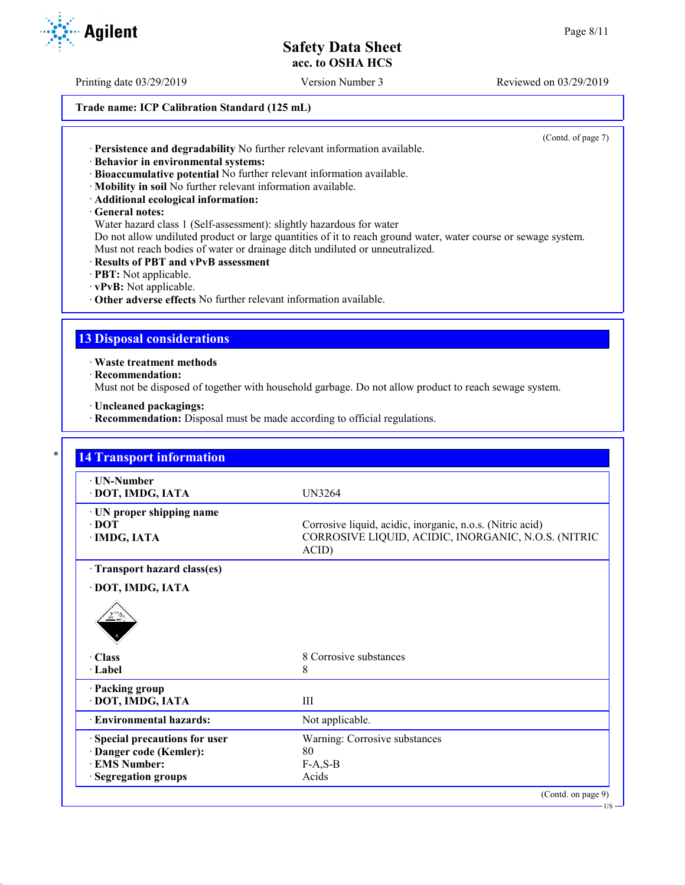Trade name: ICP Calibration Standard (125 mL)

(Contd. of page 7)

· **Persistence and degradability** No further relevant information available.
· **Behavior in environmental systems:**
· **Bioaccumulative potential** No further relevant information available.
· **Mobility in soil** No further relevant information available.
· **Additional ecological information:**
· **General notes:**
Water hazard class 1 (Self-assessment): slightly hazardous for water
Do not allow undiluted product or large quantities of it to reach ground water, water course or sewage system.
Must not reach bodies of water or drainage ditch undiluted or unneutralized.
· **Results of PBT and vPvB assessment**
· **PBT:** Not applicable.
· **vPvB:** Not applicable.
· **Other adverse effects** No further relevant information available.

## 13 Disposal considerations

· **Waste treatment methods**
· **Recommendation:**
Must not be disposed of together with household garbage. Do not allow product to reach sewage system.

· **Uncleaned packagings:**
· **Recommendation:** Disposal must be made according to official regulations.

## 14 Transport information

| | |
|---|---|
| · **UN-Number** | |
| · **DOT, IMDG, IATA** | UN3264 |
| · **UN proper shipping name** | |
| · **DOT** | Corrosive liquid, acidic, inorganic, n.o.s. (Nitric acid) |
| · **IMDG, IATA** | CORROSIVE LIQUID, ACIDIC, INORGANIC, N.O.S. (NITRIC ACID) |
| · **Transport hazard class(es)** | |
| · **DOT, IMDG, IATA** | |
| · **Class** | 8 Corrosive substances |
| · **Label** | 8 |
| · **Packing group** | |
| · **DOT, IMDG, IATA** | III |
| · **Environmental hazards:** | Not applicable. |
| · **Special precautions for user** | Warning: Corrosive substances |
| · **Danger code (Kemler):** | 80 |
| · **EMS Number:** | F-A,S-B |
| · **Segregation groups** | Acids |

(Contd. on page 9)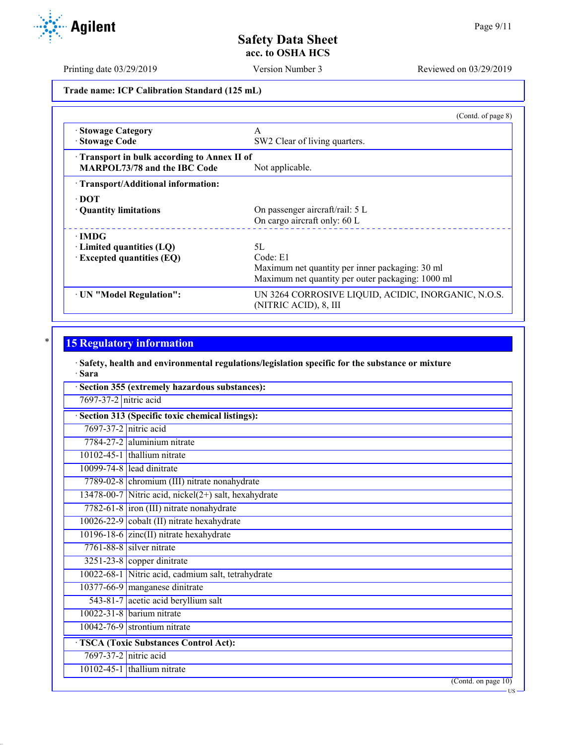Trade name: ICP Calibration Standard (125 mL)

(Contd. of page 8)

| | |
|---|---|
| · **Stowage Category** | A |
| · **Stowage Code** | SW2 Clear of living quarters. |
| · **Transport in bulk according to Annex II of MARPOL73/78 and the IBC Code** | Not applicable. |
| · **Transport/Additional information:** | |
| · **DOT** | |
| · **Quantity limitations** | On passenger aircraft/rail: 5 L<br>On cargo aircraft only: 60 L |
| · **IMDG** | |
| · **Limited quantities (LQ)** | 5L |
| · **Excepted quantities (EQ)** | Code: E1<br>Maximum net quantity per inner packaging: 30 ml<br>Maximum net quantity per outer packaging: 1000 ml |
| · **UN "Model Regulation":** | UN 3264 CORROSIVE LIQUID, ACIDIC, INORGANIC, N.O.S. (NITRIC ACID), 8, III |

## 15 Regulatory information

· **Safety, health and environmental regulations/legislation specific for the substance or mixture**
· **Sara**

| · **Section 355 (extremely hazardous substances):** | |
|---|---|
| 7697-37-2 | nitric acid |

| · **Section 313 (Specific toxic chemical listings):** | |
|---|---|
| 7697-37-2 | nitric acid |
| 7784-27-2 | aluminium nitrate |
| 10102-45-1 | thallium nitrate |
| 10099-74-8 | lead dinitrate |
| 7789-02-8 | chromium (III) nitrate nonahydrate |
| 13478-00-7 | Nitric acid, nickel(2+) salt, hexahydrate |
| 7782-61-8 | iron (III) nitrate nonahydrate |
| 10026-22-9 | cobalt (II) nitrate hexahydrate |
| 10196-18-6 | zinc(II) nitrate hexahydrate |
| 7761-88-8 | silver nitrate |
| 3251-23-8 | copper dinitrate |
| 10022-68-1 | Nitric acid, cadmium salt, tetrahydrate |
| 10377-66-9 | manganese dinitrate |
| 543-81-7 | acetic acid beryllium salt |
| 10022-31-8 | barium nitrate |
| 10042-76-9 | strontium nitrate |

| · **TSCA (Toxic Substances Control Act):** | |
|---|---|
| 7697-37-2 | nitric acid |
| 10102-45-1 | thallium nitrate |

(Contd. on page 10)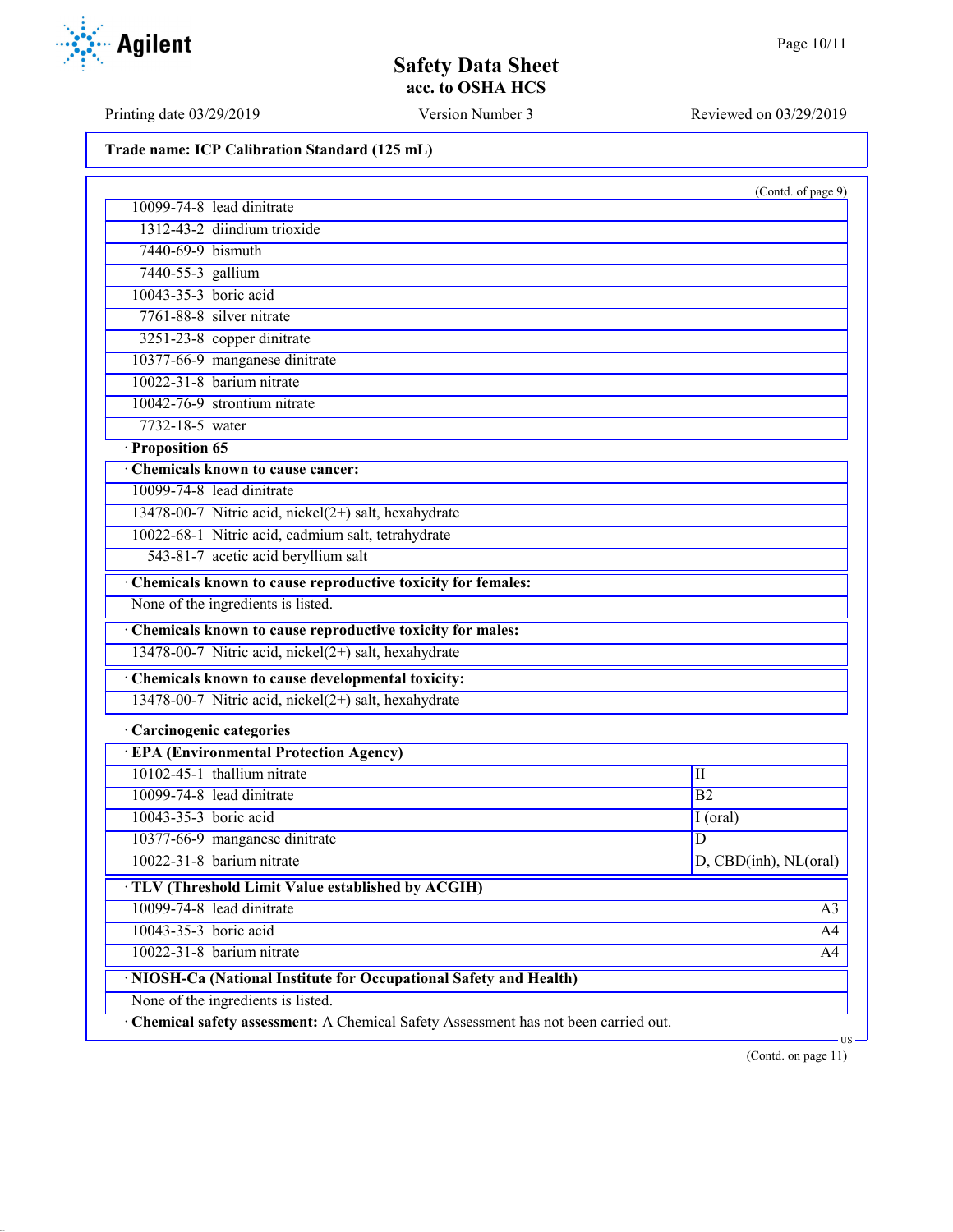Trade name: ICP Calibration Standard (125 mL)

(Contd. of page 9)

| | |
|---|---|
| 10099-74-8 | lead dinitrate |
| 1312-43-2 | diindium trioxide |
| 7440-69-9 | bismuth |
| 7440-55-3 | gallium |
| 10043-35-3 | boric acid |
| 7761-88-8 | silver nitrate |
| 3251-23-8 | copper dinitrate |
| 10377-66-9 | manganese dinitrate |
| 10022-31-8 | barium nitrate |
| 10042-76-9 | strontium nitrate |
| 7732-18-5 | water |

· **Proposition 65**

· **Chemicals known to cause cancer:**

| | |
|---|---|
| 10099-74-8 | lead dinitrate |
| 13478-00-7 | Nitric acid, nickel(2+) salt, hexahydrate |
| 10022-68-1 | Nitric acid, cadmium salt, tetrahydrate |
| 543-81-7 | acetic acid beryllium salt |

· **Chemicals known to cause reproductive toxicity for females:**

None of the ingredients is listed.

· **Chemicals known to cause reproductive toxicity for males:**

| | |
|---|---|
| 13478-00-7 | Nitric acid, nickel(2+) salt, hexahydrate |

· **Chemicals known to cause developmental toxicity:**

| | |
|---|---|
| 13478-00-7 | Nitric acid, nickel(2+) salt, hexahydrate |

· **Carcinogenic categories**

· **EPA (Environmental Protection Agency)**

| | | |
|---|---|---|
| 10102-45-1 | thallium nitrate | II |
| 10099-74-8 | lead dinitrate | B2 |
| 10043-35-3 | boric acid | I (oral) |
| 10377-66-9 | manganese dinitrate | D |
| 10022-31-8 | barium nitrate | D, CBD(inh), NL(oral) |

· **TLV (Threshold Limit Value established by ACGIH)**

| | | |
|---|---|---|
| 10099-74-8 | lead dinitrate | A3 |
| 10043-35-3 | boric acid | A4 |
| 10022-31-8 | barium nitrate | A4 |

· **NIOSH-Ca (National Institute for Occupational Safety and Health)**

None of the ingredients is listed.

· **Chemical safety assessment:** A Chemical Safety Assessment has not been carried out.

(Contd. on page 11)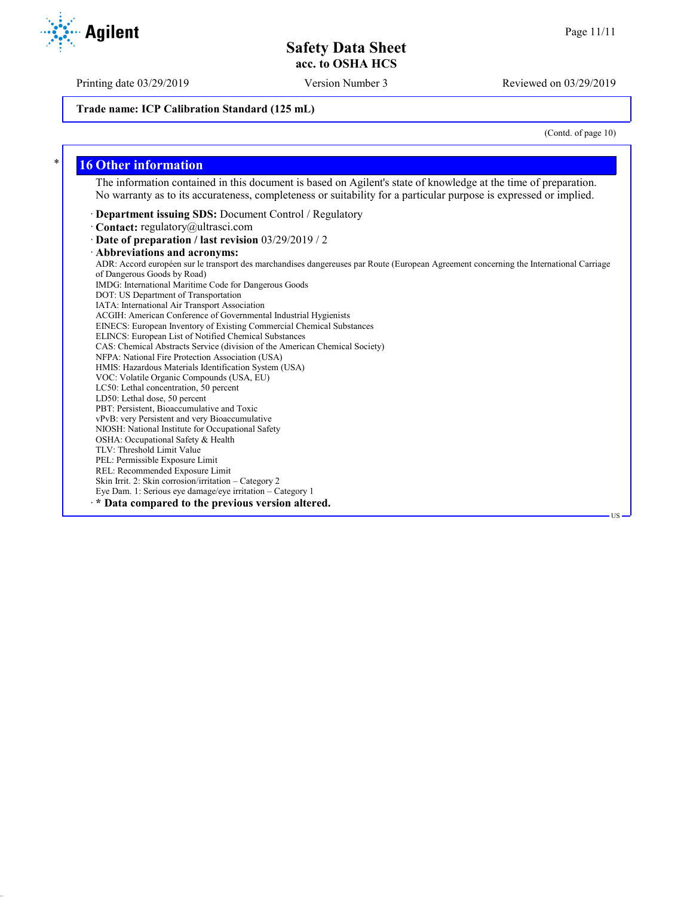(Contd. of page 10)

## 16 Other information

The information contained in this document is based on Agilent's state of knowledge at the time of preparation. No warranty as to its accurateness, completeness or suitability for a particular purpose is expressed or implied.

· **Department issuing SDS:** Document Control / Regulatory
· **Contact:** regulatory@ultrasci.com
· **Date of preparation / last revision** 03/29/2019 / 2
· **Abbreviations and acronyms:**
ADR: Accord européen sur le transport des marchandises dangereuses par Route (European Agreement concerning the International Carriage of Dangerous Goods by Road)
IMDG: International Maritime Code for Dangerous Goods
DOT: US Department of Transportation
IATA: International Air Transport Association
ACGIH: American Conference of Governmental Industrial Hygienists
EINECS: European Inventory of Existing Commercial Chemical Substances
ELINCS: European List of Notified Chemical Substances
CAS: Chemical Abstracts Service (division of the American Chemical Society)
NFPA: National Fire Protection Association (USA)
HMIS: Hazardous Materials Identification System (USA)
VOC: Volatile Organic Compounds (USA, EU)
LC50: Lethal concentration, 50 percent
LD50: Lethal dose, 50 percent
PBT: Persistent, Bioaccumulative and Toxic
vPvB: very Persistent and very Bioaccumulative
NIOSH: National Institute for Occupational Safety
OSHA: Occupational Safety & Health
TLV: Threshold Limit Value
PEL: Permissible Exposure Limit
REL: Recommended Exposure Limit
Skin Irrit. 2: Skin corrosion/irritation – Category 2
Eye Dam. 1: Serious eye damage/eye irritation – Category 1
· **\* Data compared to the previous version altered.**